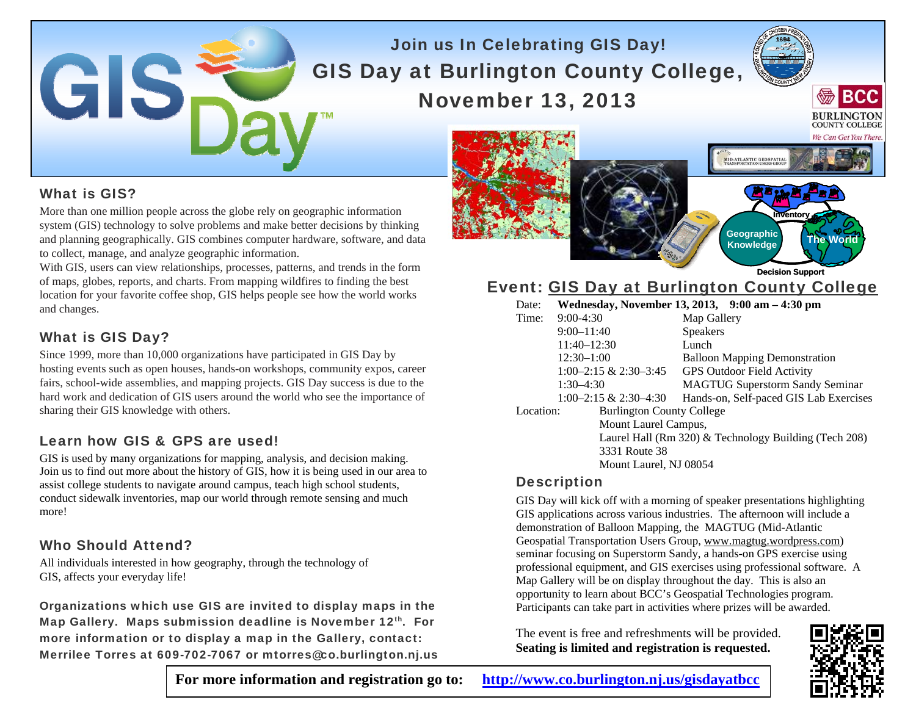# Join us In Celebrating GIS Day!

# GIS Day at Burlington County College, November 13, 2013

## What is GIS?

More than one million people across the globe rely on geographic information system (GIS) technology to solve problems and make better decisions by thinking and planning geographically. GIS combines computer hardware, software, and data to collect, manage, and analyze geographic information.

With GIS, users can view relationships, processes, patterns, and trends in the form of maps, globes, reports, and charts. From mapping wildfires to finding the best location for your favorite coffee shop, GIS helps people see how the world works and changes.

## What is GIS Day?

Since 1999, more than 10,000 organizations have participated in GIS Day by hosting events such as open houses, hands-on workshops, community expos, career fairs, school-wide assemblies, and mapping projects. GIS Day success is due to the hard work and dedication of GIS users around the world who see the importance of sharing their GIS knowledge with others.

## Learn how GIS & GPS are used!

GIS is used by many organizations for mapping, analysis, and decision making. Join us to find out more about the history of GIS, how it is being used in our area to assist college students to navigate around campus, teach high school students, conduct sidewalk inventories, map our world through remote sensing and much more!

## Who Should Attend?

All individuals interested in how geography, through the technology of GIS, affects your everyday life!

**Organizations which use GIS are invited to display maps in the Map Gallery. Maps submission deadline is November 12th. For more information or to display a map in the Gallery, contact: Merrilee Torres at 609-702-7067 or mtorres@co.burlington.nj.us**

## Event: GIS Day at Burlington County College

Date: **Wednesday, November 13, 2013, 9:00 am – 4:30 pm**

| Time: | |
|---|---|
| 9:00-4:30 | Map Gallery |
| 9:00–11:40 | Speakers |
| 11:40–12:30 | Lunch |
| 12:30–1:00 | Balloon Mapping Demonstration |
| 1:00–2:15 & 2:30–3:45 | GPS Outdoor Field Activity |
| 1:30–4:30 | MAGTUG Superstorm Sandy Seminar |
| 1:00–2:15 & 2:30–4:30 | Hands-on, Self-paced GIS Lab Exercises |

Location:
Burlington County College
Mount Laurel Campus,
Laurel Hall (Rm 320) & Technology Building (Tech 208)
3331 Route 38
Mount Laurel, NJ 08054

## Description

GIS Day will kick off with a morning of speaker presentations highlighting GIS applications across various industries. The afternoon will include a demonstration of Balloon Mapping, the MAGTUG (Mid-Atlantic Geospatial Transportation Users Group, www.magtug.wordpress.com) seminar focusing on Superstorm Sandy, a hands-on GPS exercise using professional equipment, and GIS exercises using professional software. A Map Gallery will be on display throughout the day. This is also an opportunity to learn about BCC's Geospatial Technologies program. Participants can take part in activities where prizes will be awarded.

The event is free and refreshments will be provided.
**Seating is limited and registration is requested.**

**For more information and registration go to: http://www.co.burlington.nj.us/gisdayatbcc**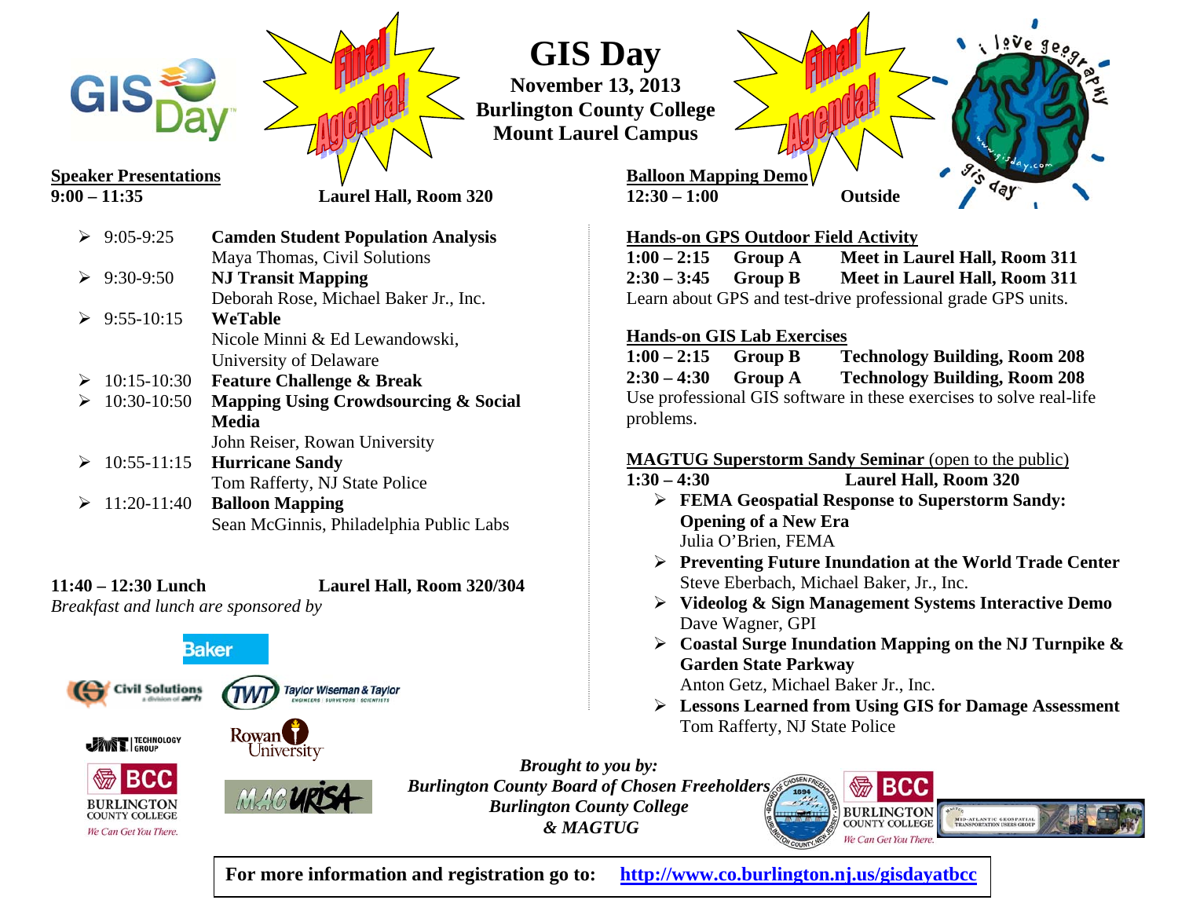# GIS Day

**November 13, 2013**
**Burlington County College**
**Mount Laurel Campus**

Final Agenda!

## Speaker Presentations

**9:00 – 11:35** **Laurel Hall, Room 320**

- 9:05-9:25 **Camden Student Population Analysis**
  Maya Thomas, Civil Solutions
- 9:30-9:50 **NJ Transit Mapping**
  Deborah Rose, Michael Baker Jr., Inc.
- 9:55-10:15 **WeTable**
  Nicole Minni & Ed Lewandowski, University of Delaware
- 10:15-10:30 **Feature Challenge & Break**
- 10:30-10:50 **Mapping Using Crowdsourcing & Social Media**
  John Reiser, Rowan University
- 10:55-11:15 **Hurricane Sandy**
  Tom Rafferty, NJ State Police
- 11:20-11:40 **Balloon Mapping**
  Sean McGinnis, Philadelphia Public Labs

**11:40 – 12:30 Lunch** **Laurel Hall, Room 320/304**

*Breakfast and lunch are sponsored by*

## Balloon Mapping Demo

**12:30 – 1:00** **Outside**

## Hands-on GPS Outdoor Field Activity

**1:00 – 2:15** **Group A** **Meet in Laurel Hall, Room 311**
**2:30 – 3:45** **Group B** **Meet in Laurel Hall, Room 311**

Learn about GPS and test-drive professional grade GPS units.

## Hands-on GIS Lab Exercises

**1:00 – 2:15** **Group B** **Technology Building, Room 208**
**2:30 – 4:30** **Group A** **Technology Building, Room 208**

Use professional GIS software in these exercises to solve real-life problems.

## MAGTUG Superstorm Sandy Seminar (open to the public)

**1:30 – 4:30** **Laurel Hall, Room 320**

- **FEMA Geospatial Response to Superstorm Sandy: Opening of a New Era**
  Julia O'Brien, FEMA
- **Preventing Future Inundation at the World Trade Center**
  Steve Eberbach, Michael Baker, Jr., Inc.
- **Videolog & Sign Management Systems Interactive Demo**
  Dave Wagner, GPI
- **Coastal Surge Inundation Mapping on the NJ Turnpike & Garden State Parkway**
  Anton Getz, Michael Baker Jr., Inc.
- **Lessons Learned from Using GIS for Damage Assessment**
  Tom Rafferty, NJ State Police

***Brought to you by:***
***Burlington County Board of Chosen Freeholders***
***Burlington County College***
***& MAGTUG***

**For more information and registration go to:** **http://www.co.burlington.nj.us/gisdayatbcc**